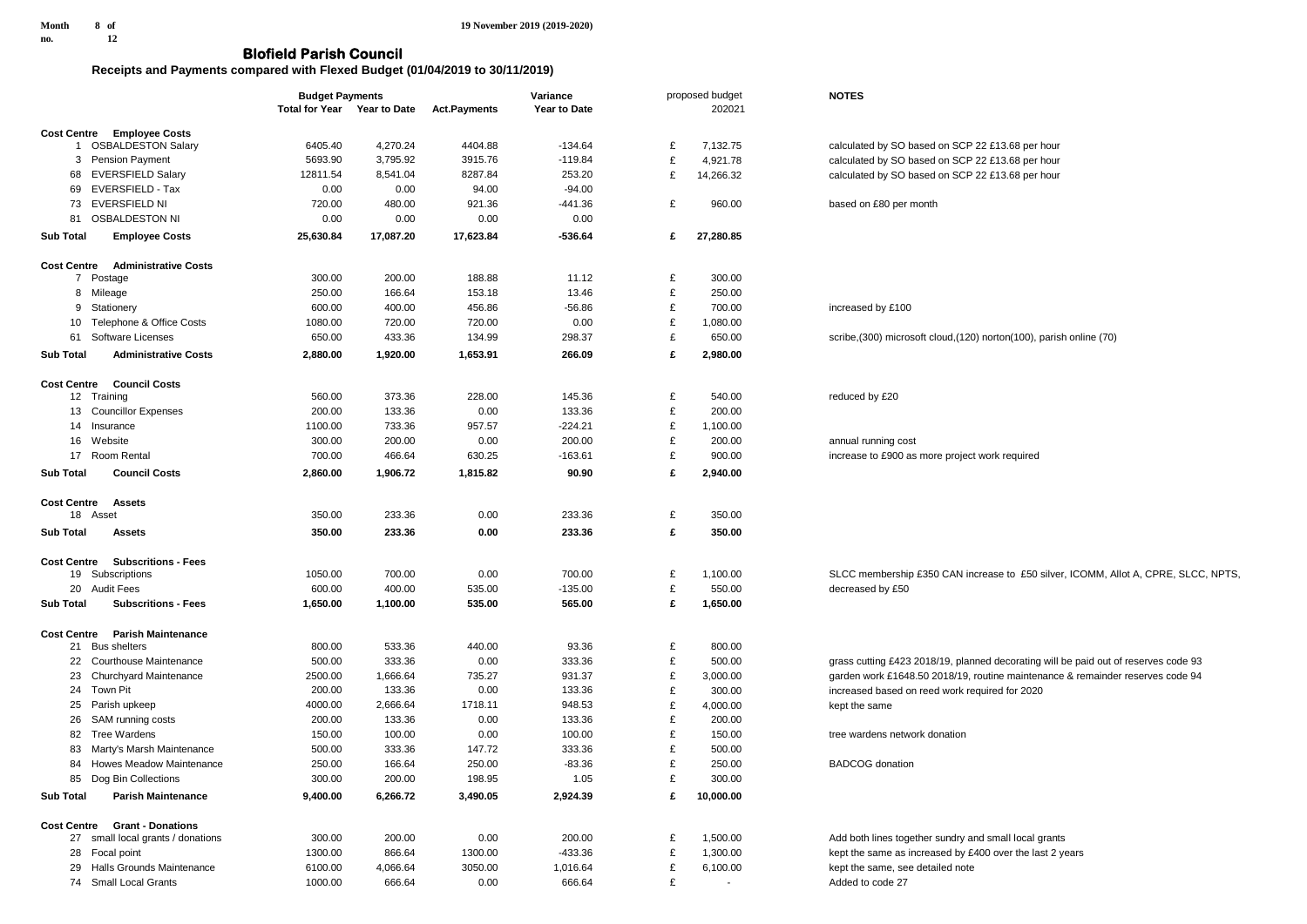Month no. 8 of 12

19 November 2019 (2019-2020)

# Blofield Parish Council

## Receipts and Payments compared with Flexed Budget (01/04/2019 to 30/11/2019)

| | | Budget Payments | | | Variance | proposed budget | NOTES |
|---|---|---|---|---|---|---|---|
| | | Total for Year | Year to Date | Act.Payments | Year to Date | 202021 | |
| **Cost Centre** | **Employee Costs** | | | | | | |
| 1 | OSBALDESTON Salary | 6405.40 | 4,270.24 | 4404.88 | -134.64 | £ 7,132.75 | calculated by SO based on SCP 22 £13.68 per hour |
| 3 | Pension Payment | 5693.90 | 3,795.92 | 3915.76 | -119.84 | £ 4,921.78 | calculated by SO based on SCP 22 £13.68 per hour |
| 68 | EVERSFIELD Salary | 12811.54 | 8,541.04 | 8287.84 | 253.20 | £ 14,266.32 | calculated by SO based on SCP 22 £13.68 per hour |
| 69 | EVERSFIELD - Tax | 0.00 | 0.00 | 94.00 | -94.00 | | |
| 73 | EVERSFIELD NI | 720.00 | 480.00 | 921.36 | -441.36 | £ 960.00 | based on £80 per month |
| 81 | OSBALDESTON NI | 0.00 | 0.00 | 0.00 | 0.00 | | |
| **Sub Total** | **Employee Costs** | **25,630.84** | **17,087.20** | **17,623.84** | **-536.64** | **£ 27,280.85** | |
| **Cost Centre** | **Administrative Costs** | | | | | | |
| 7 | Postage | 300.00 | 200.00 | 188.88 | 11.12 | £ 300.00 | |
| 8 | Mileage | 250.00 | 166.64 | 153.18 | 13.46 | £ 250.00 | |
| 9 | Stationery | 600.00 | 400.00 | 456.86 | -56.86 | £ 700.00 | increased by £100 |
| 10 | Telephone & Office Costs | 1080.00 | 720.00 | 720.00 | 0.00 | £ 1,080.00 | |
| 61 | Software Licenses | 650.00 | 433.36 | 134.99 | 298.37 | £ 650.00 | scribe,(300) microsoft cloud,(120) norton(100), parish online (70) |
| **Sub Total** | **Administrative Costs** | **2,880.00** | **1,920.00** | **1,653.91** | **266.09** | **£ 2,980.00** | |
| **Cost Centre** | **Council Costs** | | | | | | |
| 12 | Training | 560.00 | 373.36 | 228.00 | 145.36 | £ 540.00 | reduced by £20 |
| 13 | Councillor Expenses | 200.00 | 133.36 | 0.00 | 133.36 | £ 200.00 | |
| 14 | Insurance | 1100.00 | 733.36 | 957.57 | -224.21 | £ 1,100.00 | |
| 16 | Website | 300.00 | 200.00 | 0.00 | 200.00 | £ 200.00 | annual running cost |
| 17 | Room Rental | 700.00 | 466.64 | 630.25 | -163.61 | £ 900.00 | increase to £900 as more project work required |
| **Sub Total** | **Council Costs** | **2,860.00** | **1,906.72** | **1,815.82** | **90.90** | **£ 2,940.00** | |
| **Cost Centre** | **Assets** | | | | | | |
| 18 | Asset | 350.00 | 233.36 | 0.00 | 233.36 | £ 350.00 | |
| **Sub Total** | **Assets** | **350.00** | **233.36** | **0.00** | **233.36** | **£ 350.00** | |
| **Cost Centre** | **Subscritions - Fees** | | | | | | |
| 19 | Subscriptions | 1050.00 | 700.00 | 0.00 | 700.00 | £ 1,100.00 | SLCC membership £350 CAN increase to £50 silver, ICOMM, Allot A, CPRE, SLCC, NPTS, |
| 20 | Audit Fees | 600.00 | 400.00 | 535.00 | -135.00 | £ 550.00 | decreased by £50 |
| **Sub Total** | **Subscritions - Fees** | **1,650.00** | **1,100.00** | **535.00** | **565.00** | **£ 1,650.00** | |
| **Cost Centre** | **Parish Maintenance** | | | | | | |
| 21 | Bus shelters | 800.00 | 533.36 | 440.00 | 93.36 | £ 800.00 | |
| 22 | Courthouse Maintenance | 500.00 | 333.36 | 0.00 | 333.36 | £ 500.00 | grass cutting £423 2018/19, planned decorating will be paid out of reserves code 93 |
| 23 | Churchyard Maintenance | 2500.00 | 1,666.64 | 735.27 | 931.37 | £ 3,000.00 | garden work £1648.50 2018/19, routine maintenance & remainder reserves code 94 |
| 24 | Town Pit | 200.00 | 133.36 | 0.00 | 133.36 | £ 300.00 | increased based on reed work required for 2020 |
| 25 | Parish upkeep | 4000.00 | 2,666.64 | 1718.11 | 948.53 | £ 4,000.00 | kept the same |
| 26 | SAM running costs | 200.00 | 133.36 | 0.00 | 133.36 | £ 200.00 | |
| 82 | Tree Wardens | 150.00 | 100.00 | 0.00 | 100.00 | £ 150.00 | tree wardens network donation |
| 83 | Marty's Marsh Maintenance | 500.00 | 333.36 | 147.72 | 333.36 | £ 500.00 | |
| 84 | Howes Meadow Maintenance | 250.00 | 166.64 | 250.00 | -83.36 | £ 250.00 | BADCOG donation |
| 85 | Dog Bin Collections | 300.00 | 200.00 | 198.95 | 1.05 | £ 300.00 | |
| **Sub Total** | **Parish Maintenance** | **9,400.00** | **6,266.72** | **3,490.05** | **2,924.39** | **£ 10,000.00** | |
| **Cost Centre** | **Grant - Donations** | | | | | | |
| 27 | small local grants / donations | 300.00 | 200.00 | 0.00 | 200.00 | £ 1,500.00 | Add both lines together sundry and small local grants |
| 28 | Focal point | 1300.00 | 866.64 | 1300.00 | -433.36 | £ 1,300.00 | kept the same as increased by £400 over the last 2 years |
| 29 | Halls Grounds Maintenance | 6100.00 | 4,066.64 | 3050.00 | 1,016.64 | £ 6,100.00 | kept the same, see detailed note |
| 74 | Small Local Grants | 1000.00 | 666.64 | 0.00 | 666.64 | £ - | Added to code 27 |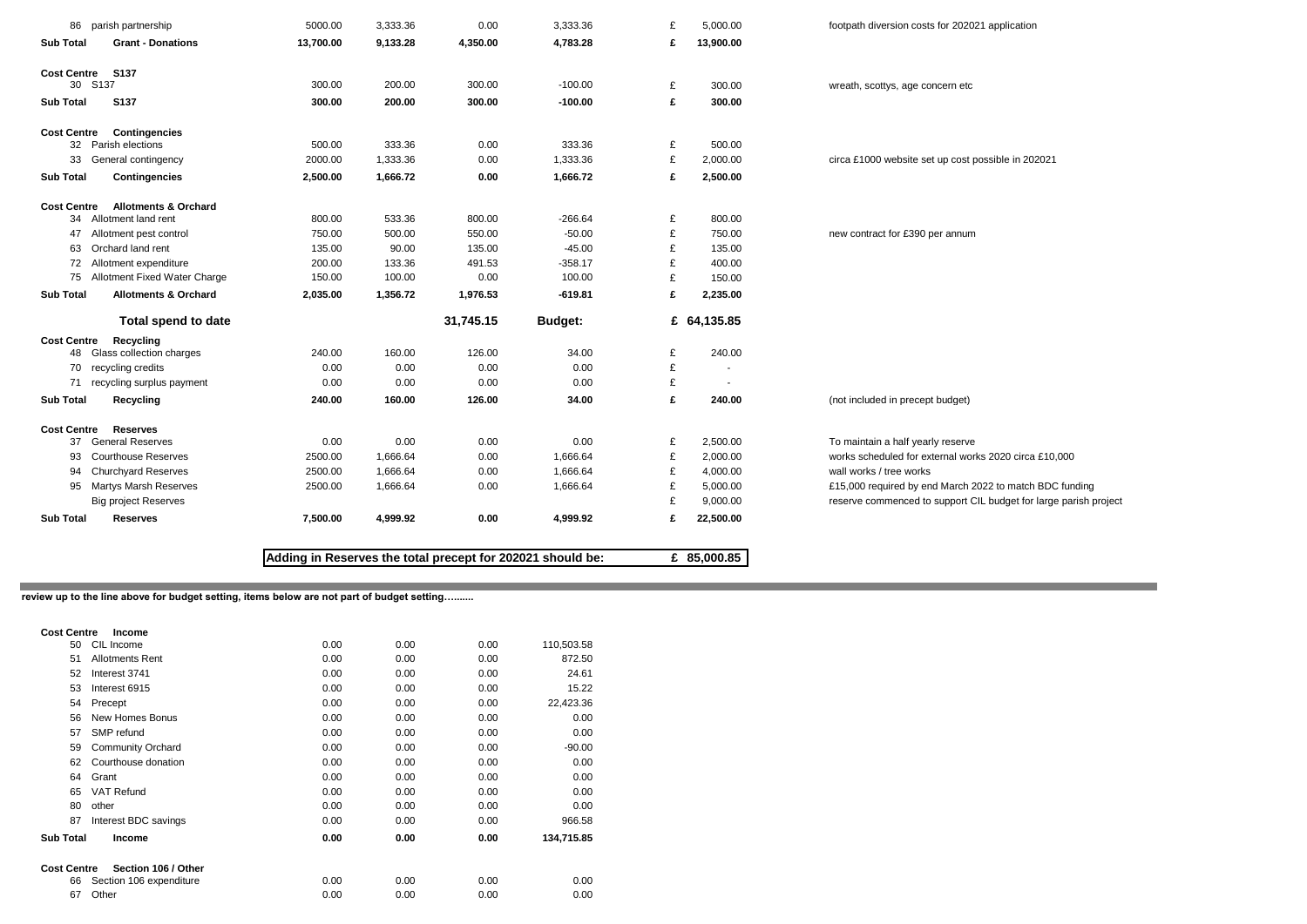| | | | | | | | |
|---|---|---|---|---|---|---|---|
| 86 | parish partnership | 5000.00 | 3,333.36 | 0.00 | 3,333.36 | £ 5,000.00 | footpath diversion costs for 202021 application |
| **Sub Total** | **Grant - Donations** | **13,700.00** | **9,133.28** | **4,350.00** | **4,783.28** | **£ 13,900.00** | |
| **Cost Centre** | **S137** | | | | | | |
| 30 | S137 | 300.00 | 200.00 | 300.00 | -100.00 | £ 300.00 | wreath, scottys, age concern etc |
| **Sub Total** | **S137** | **300.00** | **200.00** | **300.00** | **-100.00** | **£ 300.00** | |
| **Cost Centre** | **Contingencies** | | | | | | |
| 32 | Parish elections | 500.00 | 333.36 | 0.00 | 333.36 | £ 500.00 | |
| 33 | General contingency | 2000.00 | 1,333.36 | 0.00 | 1,333.36 | £ 2,000.00 | circa £1000 website set up cost possible in 202021 |
| **Sub Total** | **Contingencies** | **2,500.00** | **1,666.72** | **0.00** | **1,666.72** | **£ 2,500.00** | |
| **Cost Centre** | **Allotments & Orchard** | | | | | | |
| 34 | Allotment land rent | 800.00 | 533.36 | 800.00 | -266.64 | £ 800.00 | |
| 47 | Allotment pest control | 750.00 | 500.00 | 550.00 | -50.00 | £ 750.00 | new contract for £390 per annum |
| 63 | Orchard land rent | 135.00 | 90.00 | 135.00 | -45.00 | £ 135.00 | |
| 72 | Allotment expenditure | 200.00 | 133.36 | 491.53 | -358.17 | £ 400.00 | |
| 75 | Allotment Fixed Water Charge | 150.00 | 100.00 | 0.00 | 100.00 | £ 150.00 | |
| **Sub Total** | **Allotments & Orchard** | **2,035.00** | **1,356.72** | **1,976.53** | **-619.81** | **£ 2,235.00** | |
| | **Total spend to date** | | | **31,745.15** | **Budget:** | **£ 64,135.85** | |
| **Cost Centre** | **Recycling** | | | | | | |
| 48 | Glass collection charges | 240.00 | 160.00 | 126.00 | 34.00 | £ 240.00 | |
| 70 | recycling credits | 0.00 | 0.00 | 0.00 | 0.00 | £ - | |
| 71 | recycling surplus payment | 0.00 | 0.00 | 0.00 | 0.00 | £ - | |
| **Sub Total** | **Recycling** | **240.00** | **160.00** | **126.00** | **34.00** | **£ 240.00** | (not included in precept budget) |
| **Cost Centre** | **Reserves** | | | | | | |
| 37 | General Reserves | 0.00 | 0.00 | 0.00 | 0.00 | £ 2,500.00 | To maintain a half yearly reserve |
| 93 | Courthouse Reserves | 2500.00 | 1,666.64 | 0.00 | 1,666.64 | £ 2,000.00 | works scheduled for external works 2020 circa £10,000 |
| 94 | Churchyard Reserves | 2500.00 | 1,666.64 | 0.00 | 1,666.64 | £ 4,000.00 | wall works / tree works |
| 95 | Martys Marsh Reserves | 2500.00 | 1,666.64 | 0.00 | 1,666.64 | £ 5,000.00 | £15,000 required by end March 2022 to match BDC funding |
| | Big project Reserves | | | | | £ 9,000.00 | reserve commenced to support CIL budget for large parish project |
| **Sub Total** | **Reserves** | **7,500.00** | **4,999.92** | **0.00** | **4,999.92** | **£ 22,500.00** | |

**Adding in Reserves the total precept for 202021 should be: £ 85,000.00**

**review up to the line above for budget setting, items below are not part of budget setting……...**

| | | | | | |
|---|---|---|---|---|---|
| **Cost Centre** | **Income** | | | | |
| 50 | CIL Income | 0.00 | 0.00 | 0.00 | 110,503.58 |
| 51 | Allotments Rent | 0.00 | 0.00 | 0.00 | 872.50 |
| 52 | Interest 3741 | 0.00 | 0.00 | 0.00 | 24.61 |
| 53 | Interest 6915 | 0.00 | 0.00 | 0.00 | 15.22 |
| 54 | Precept | 0.00 | 0.00 | 0.00 | 22,423.36 |
| 56 | New Homes Bonus | 0.00 | 0.00 | 0.00 | 0.00 |
| 57 | SMP refund | 0.00 | 0.00 | 0.00 | 0.00 |
| 59 | Community Orchard | 0.00 | 0.00 | 0.00 | -90.00 |
| 62 | Courthouse donation | 0.00 | 0.00 | 0.00 | 0.00 |
| 64 | Grant | 0.00 | 0.00 | 0.00 | 0.00 |
| 65 | VAT Refund | 0.00 | 0.00 | 0.00 | 0.00 |
| 80 | other | 0.00 | 0.00 | 0.00 | 0.00 |
| 87 | Interest BDC savings | 0.00 | 0.00 | 0.00 | 966.58 |
| **Sub Total** | **Income** | **0.00** | **0.00** | **0.00** | **134,715.85** |
| **Cost Centre** | **Section 106 / Other** | | | | |
| 66 | Section 106 expenditure | 0.00 | 0.00 | 0.00 | 0.00 |
| 67 | Other | 0.00 | 0.00 | 0.00 | 0.00 |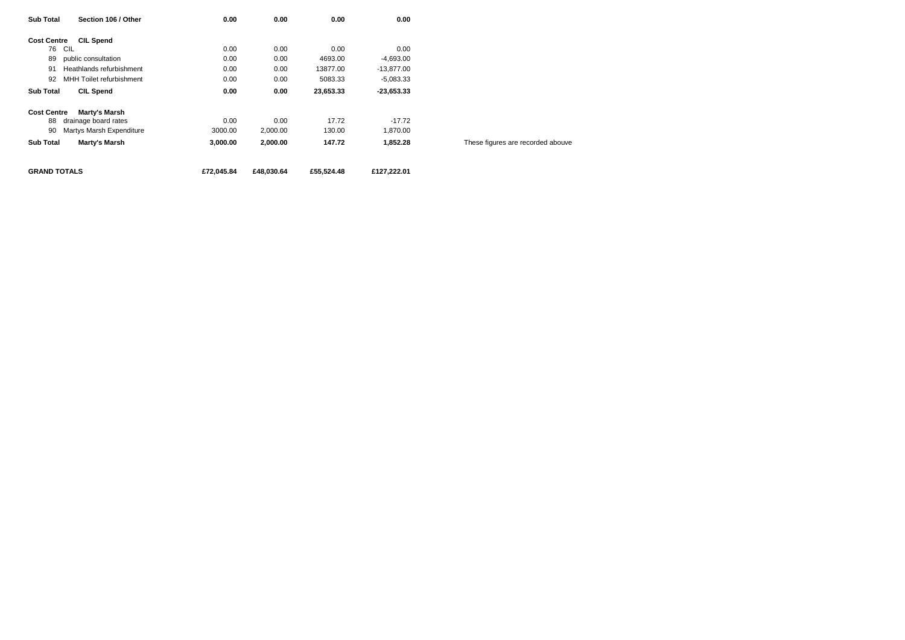| | | | | | | |
|---|---|---|---|---|---|---|
| **Sub Total** | **Section 106 / Other** | **0.00** | **0.00** | **0.00** | **0.00** | |
| **Cost Centre** | **CIL Spend** | | | | | |
| 76 | CIL | 0.00 | 0.00 | 0.00 | 0.00 | |
| 89 | public consultation | 0.00 | 0.00 | 4693.00 | -4,693.00 | |
| 91 | Heathlands refurbishment | 0.00 | 0.00 | 13877.00 | -13,877.00 | |
| 92 | MHH Toilet refurbishment | 0.00 | 0.00 | 5083.33 | -5,083.33 | |
| **Sub Total** | **CIL Spend** | **0.00** | **0.00** | **23,653.33** | **-23,653.33** | |
| **Cost Centre** | **Marty's Marsh** | | | | | |
| 88 | drainage board rates | 0.00 | 0.00 | 17.72 | -17.72 | |
| 90 | Martys Marsh Expenditure | 3000.00 | 2,000.00 | 130.00 | 1,870.00 | |
| **Sub Total** | **Marty's Marsh** | **3,000.00** | **2,000.00** | **147.72** | **1,852.28** | These figures are recorded abouve |
| **GRAND TOTALS** | | **£72,045.84** | **£48,030.64** | **£55,524.48** | **£127,222.01** | |